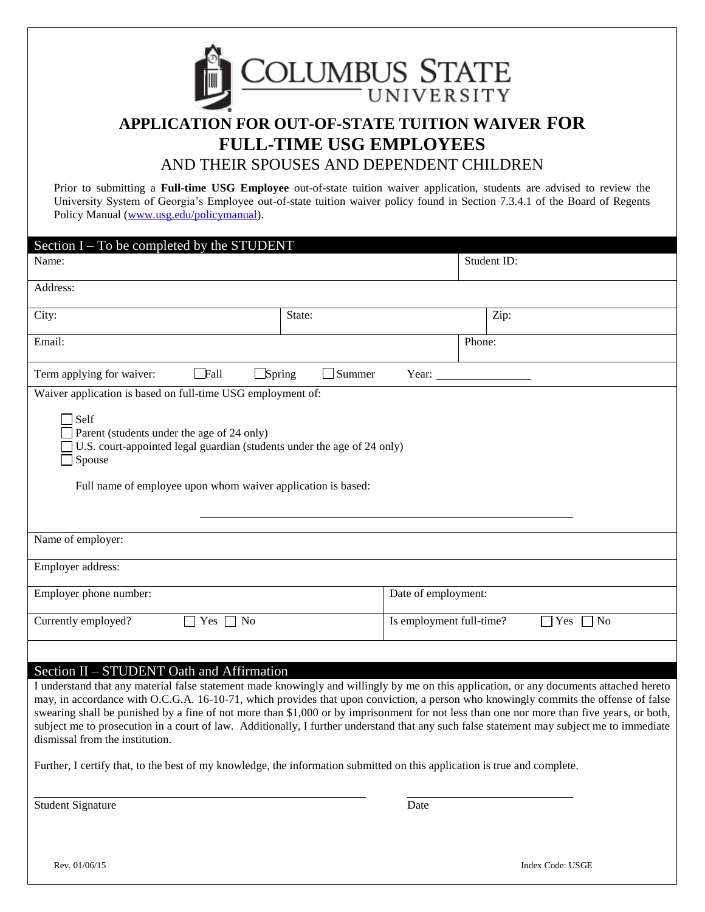# COLUMBUS STATE UNIVERSITY

## APPLICATION FOR OUT-OF-STATE TUITION WAIVER FOR FULL-TIME USG EMPLOYEES

### AND THEIR SPOUSES AND DEPENDENT CHILDREN

Prior to submitting a **Full-time USG Employee** out-of-state tuition waiver application, students are advised to review the University System of Georgia's Employee out-of-state tuition waiver policy found in Section 7.3.4.1 of the Board of Regents Policy Manual (www.usg.edu/policymanual).

## Section I – To be completed by the STUDENT

| Name: | | Student ID: |
|---|---|---|
| Address: | | |
| City: | State: | Zip: |
| Email: | | Phone: |

Term applying for waiver: ☐ Fall ☐ Spring ☐ Summer Year: ____________

Waiver application is based on full-time USG employment of:

- ☐ Self
- ☐ Parent (students under the age of 24 only)
- ☐ U.S. court-appointed legal guardian (students under the age of 24 only)
- ☐ Spouse

Full name of employee upon whom waiver application is based:

______________________________________________

| Name of employer: | |
|---|---|
| Employer address: | |
| Employer phone number: | Date of employment: |
| Currently employed? ☐ Yes ☐ No | Is employment full-time? ☐ Yes ☐ No |

## Section II – STUDENT Oath and Affirmation

I understand that any material false statement made knowingly and willingly by me on this application, or any documents attached hereto may, in accordance with O.C.G.A. 16-10-71, which provides that upon conviction, a person who knowingly commits the offense of false swearing shall be punished by a fine of not more than $1,000 or by imprisonment for not less than one nor more than five years, or both, subject me to prosecution in a court of law. Additionally, I further understand that any such false statement may subject me to immediate dismissal from the institution.

Further, I certify that, to the best of my knowledge, the information submitted on this application is true and complete.

______________________________________________ ____________________

Student Signature Date

Rev. 01/06/15 Index Code: USGE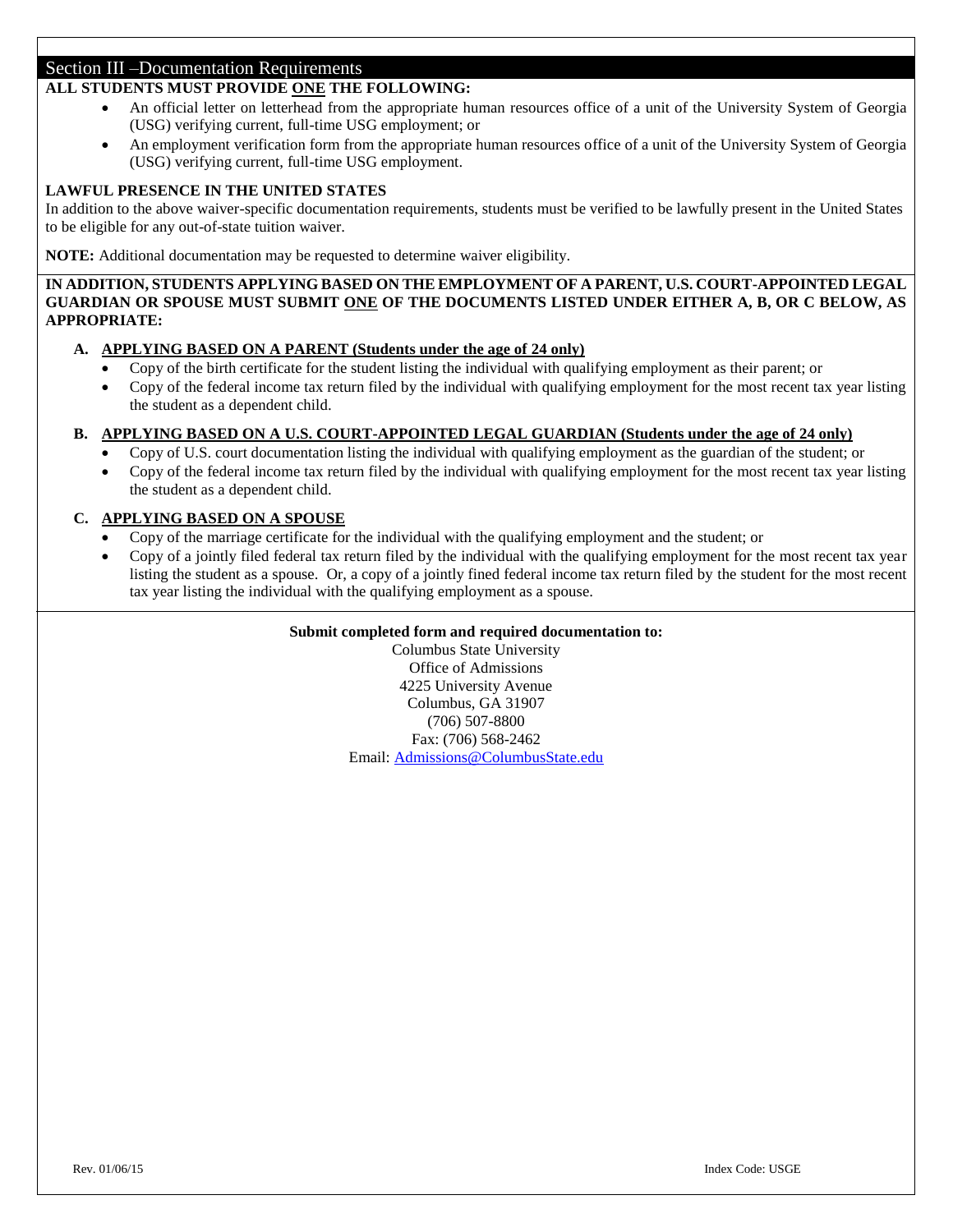## Section III –Documentation Requirements

**ALL STUDENTS MUST PROVIDE ONE THE FOLLOWING:**

- An official letter on letterhead from the appropriate human resources office of a unit of the University System of Georgia (USG) verifying current, full-time USG employment; or
- An employment verification form from the appropriate human resources office of a unit of the University System of Georgia (USG) verifying current, full-time USG employment.

**LAWFUL PRESENCE IN THE UNITED STATES**

In addition to the above waiver-specific documentation requirements, students must be verified to be lawfully present in the United States to be eligible for any out-of-state tuition waiver.

**NOTE:** Additional documentation may be requested to determine waiver eligibility.

**IN ADDITION, STUDENTS APPLYING BASED ON THE EMPLOYMENT OF A PARENT, U.S. COURT-APPOINTED LEGAL GUARDIAN OR SPOUSE MUST SUBMIT ONE OF THE DOCUMENTS LISTED UNDER EITHER A, B, OR C BELOW, AS APPROPRIATE:**

**A. APPLYING BASED ON A PARENT (Students under the age of 24 only)**

- Copy of the birth certificate for the student listing the individual with qualifying employment as their parent; or
- Copy of the federal income tax return filed by the individual with qualifying employment for the most recent tax year listing the student as a dependent child.

**B. APPLYING BASED ON A U.S. COURT-APPOINTED LEGAL GUARDIAN (Students under the age of 24 only)**

- Copy of U.S. court documentation listing the individual with qualifying employment as the guardian of the student; or
- Copy of the federal income tax return filed by the individual with qualifying employment for the most recent tax year listing the student as a dependent child.

**C. APPLYING BASED ON A SPOUSE**

- Copy of the marriage certificate for the individual with the qualifying employment and the student; or
- Copy of a jointly filed federal tax return filed by the individual with the qualifying employment for the most recent tax year listing the student as a spouse. Or, a copy of a jointly fined federal income tax return filed by the student for the most recent tax year listing the individual with the qualifying employment as a spouse.

**Submit completed form and required documentation to:**

Columbus State University
Office of Admissions
4225 University Avenue
Columbus, GA 31907
(706) 507-8800
Fax: (706) 568-2462
Email: Admissions@ColumbusState.edu

Rev. 01/06/15

Index Code: USGE